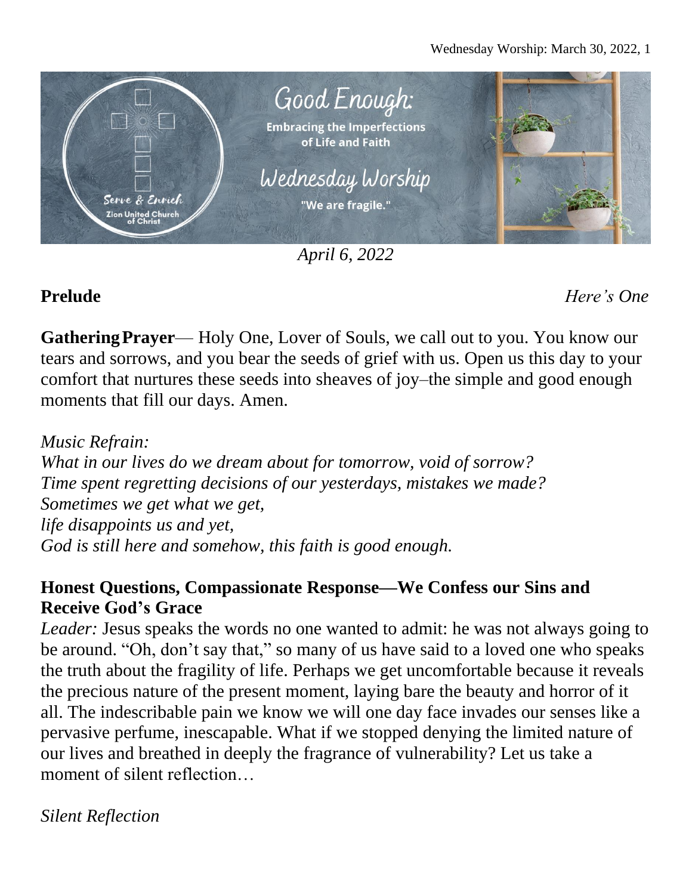# Good Enough:

**Embracing the Imperfections of Life and Faith**

## Wednesday Worship

"We are fragile."

Serve & Enrich
Zion United Church of Christ

*April 6, 2022*

**Prelude** *Here's One*

**Gathering Prayer**— Holy One, Lover of Souls, we call out to you. You know our tears and sorrows, and you bear the seeds of grief with us. Open us this day to your comfort that nurtures these seeds into sheaves of joy–the simple and good enough moments that fill our days. Amen.

*Music Refrain:*
*What in our lives do we dream about for tomorrow, void of sorrow?*
*Time spent regretting decisions of our yesterdays, mistakes we made?*
*Sometimes we get what we get,*
*life disappoints us and yet,*
*God is still here and somehow, this faith is good enough.*

**Honest Questions, Compassionate Response—We Confess our Sins and Receive God's Grace**

*Leader:* Jesus speaks the words no one wanted to admit: he was not always going to be around. "Oh, don't say that," so many of us have said to a loved one who speaks the truth about the fragility of life. Perhaps we get uncomfortable because it reveals the precious nature of the present moment, laying bare the beauty and horror of it all. The indescribable pain we know we will one day face invades our senses like a pervasive perfume, inescapable. What if we stopped denying the limited nature of our lives and breathed in deeply the fragrance of vulnerability? Let us take a moment of silent reflection…

*Silent Reflection*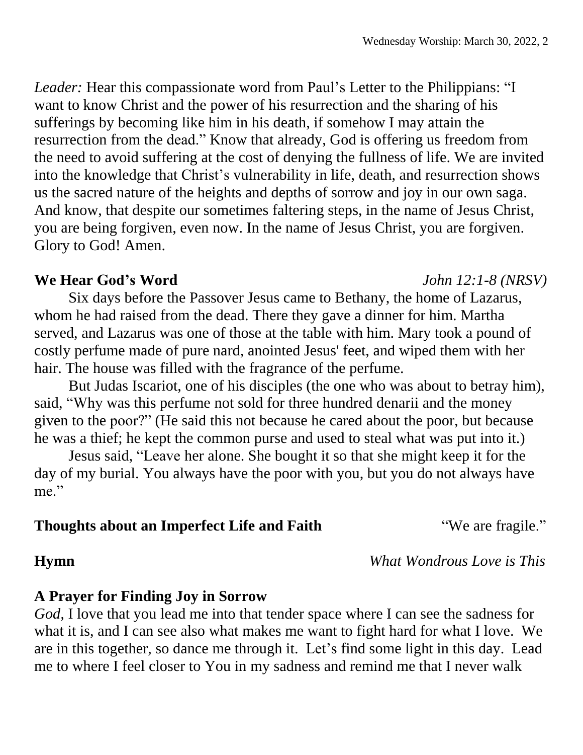*Leader:* Hear this compassionate word from Paul's Letter to the Philippians: "I want to know Christ and the power of his resurrection and the sharing of his sufferings by becoming like him in his death, if somehow I may attain the resurrection from the dead." Know that already, God is offering us freedom from the need to avoid suffering at the cost of denying the fullness of life. We are invited into the knowledge that Christ's vulnerability in life, death, and resurrection shows us the sacred nature of the heights and depths of sorrow and joy in our own saga. And know, that despite our sometimes faltering steps, in the name of Jesus Christ, you are being forgiven, even now. In the name of Jesus Christ, you are forgiven. Glory to God! Amen.

**We Hear God's Word** *John 12:1-8 (NRSV)*

Six days before the Passover Jesus came to Bethany, the home of Lazarus, whom he had raised from the dead. There they gave a dinner for him. Martha served, and Lazarus was one of those at the table with him. Mary took a pound of costly perfume made of pure nard, anointed Jesus' feet, and wiped them with her hair. The house was filled with the fragrance of the perfume.

But Judas Iscariot, one of his disciples (the one who was about to betray him), said, "Why was this perfume not sold for three hundred denarii and the money given to the poor?" (He said this not because he cared about the poor, but because he was a thief; he kept the common purse and used to steal what was put into it.)

Jesus said, "Leave her alone. She bought it so that she might keep it for the day of my burial. You always have the poor with you, but you do not always have me."

**Thoughts about an Imperfect Life and Faith** "We are fragile."

**Hymn** *What Wondrous Love is This*

**A Prayer for Finding Joy in Sorrow**

*God*, I love that you lead me into that tender space where I can see the sadness for what it is, and I can see also what makes me want to fight hard for what I love. We are in this together, so dance me through it. Let's find some light in this day. Lead me to where I feel closer to You in my sadness and remind me that I never walk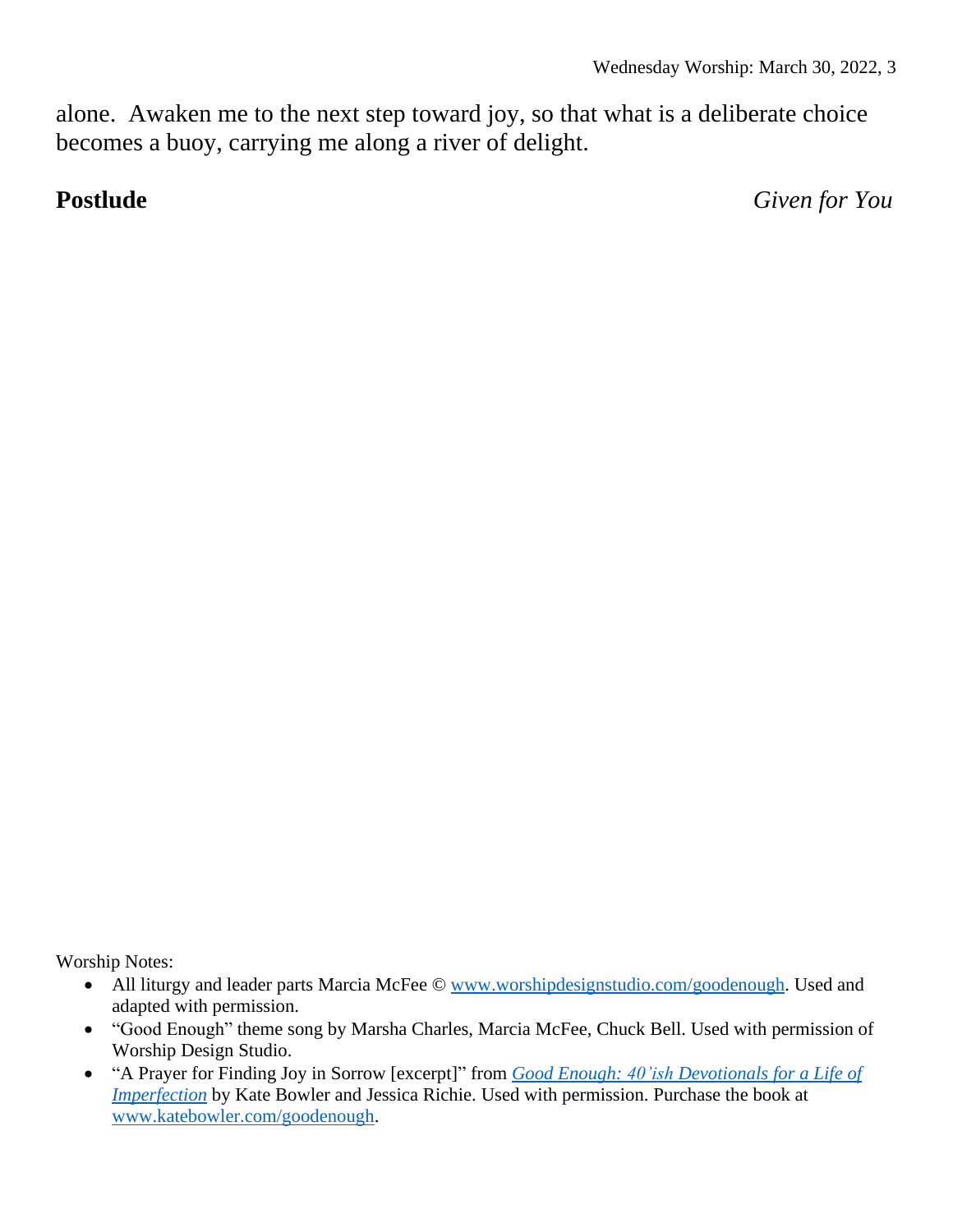alone.  Awaken me to the next step toward joy, so that what is a deliberate choice becomes a buoy, carrying me along a river of delight.

**Postlude** *Given for You*

Worship Notes:

- All liturgy and leader parts Marcia McFee © www.worshipdesignstudio.com/goodenough. Used and adapted with permission.
- "Good Enough" theme song by Marsha Charles, Marcia McFee, Chuck Bell. Used with permission of Worship Design Studio.
- "A Prayer for Finding Joy in Sorrow [excerpt]" from *Good Enough: 40'ish Devotionals for a Life of Imperfection* by Kate Bowler and Jessica Richie. Used with permission. Purchase the book at www.katebowler.com/goodenough.